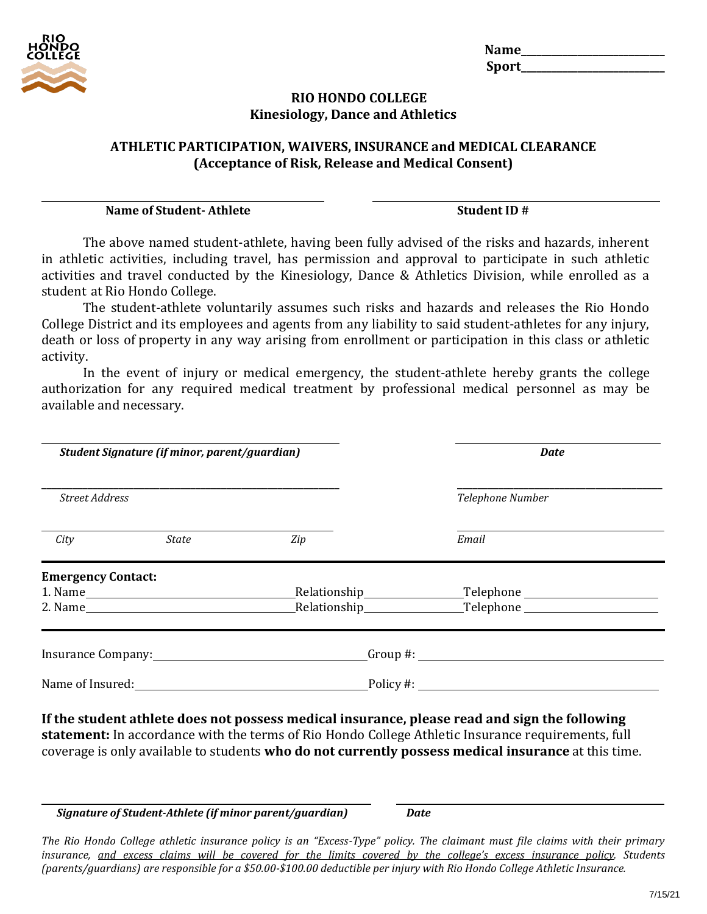RIO HONDO COLLEGE

Name\_\_\_\_\_\_\_\_\_\_\_\_\_\_\_\_\_\_\_\_\_\_\_\_\_\_
Sport\_\_\_\_\_\_\_\_\_\_\_\_\_\_\_\_\_\_\_\_\_\_\_\_\_\_

**RIO HONDO COLLEGE**
**Kinesiology, Dance and Athletics**

## ATHLETIC PARTICIPATION, WAIVERS, INSURANCE and MEDICAL CLEARANCE (Acceptance of Risk, Release and Medical Consent)

\_\_\_\_\_\_\_\_\_\_\_\_\_\_\_\_\_\_\_\_\_\_\_\_\_\_\_\_\_\_\_\_\_\_\_\_\_\_\_\_ \_\_\_\_\_\_\_\_\_\_\_\_\_\_\_\_\_\_\_\_\_\_\_\_\_\_\_\_\_\_\_\_\_\_\_\_\_\_\_\_
**Name of Student- Athlete** **Student ID #**

The above named student-athlete, having been fully advised of the risks and hazards, inherent in athletic activities, including travel, has permission and approval to participate in such athletic activities and travel conducted by the Kinesiology, Dance & Athletics Division, while enrolled as a student at Rio Hondo College.

The student-athlete voluntarily assumes such risks and hazards and releases the Rio Hondo College District and its employees and agents from any liability to said student-athletes for any injury, death or loss of property in any way arising from enrollment or participation in this class or athletic activity.

In the event of injury or medical emergency, the student-athlete hereby grants the college authorization for any required medical treatment by professional medical personnel as may be available and necessary.

\_\_\_\_\_\_\_\_\_\_\_\_\_\_\_\_\_\_\_\_\_\_\_\_\_\_\_\_\_\_\_\_\_\_\_\_\_\_\_\_ \_\_\_\_\_\_\_\_\_\_\_\_\_\_\_\_\_\_\_\_\_\_\_\_\_\_\_\_
***Student Signature (if minor, parent/guardian)*** ***Date***

\_\_\_\_\_\_\_\_\_\_\_\_\_\_\_\_\_\_\_\_\_\_\_\_\_\_\_\_\_\_\_\_\_\_\_\_\_\_\_\_ \_\_\_\_\_\_\_\_\_\_\_\_\_\_\_\_\_\_\_\_\_\_\_\_\_\_\_\_
*Street Address* *Telephone Number*

\_\_\_\_\_\_\_\_\_\_\_\_\_\_\_\_\_\_\_\_\_\_\_\_\_\_\_\_\_\_\_\_\_\_\_\_\_\_\_\_ \_\_\_\_\_\_\_\_\_\_\_\_\_\_\_\_\_\_\_\_\_\_\_\_\_\_\_\_
*City* *State* *Zip* *Email*

---

**Emergency Contact:**

1. Name\_\_\_\_\_\_\_\_\_\_\_\_\_\_\_\_\_\_\_\_\_\_\_\_\_\_\_\_\_\_ Relationship\_\_\_\_\_\_\_\_\_\_\_\_\_\_\_ Telephone \_\_\_\_\_\_\_\_\_\_\_\_\_\_\_\_\_\_\_\_
2. Name\_\_\_\_\_\_\_\_\_\_\_\_\_\_\_\_\_\_\_\_\_\_\_\_\_\_\_\_\_\_ Relationship\_\_\_\_\_\_\_\_\_\_\_\_\_\_\_ Telephone \_\_\_\_\_\_\_\_\_\_\_\_\_\_\_\_\_\_\_\_

---

Insurance Company:\_\_\_\_\_\_\_\_\_\_\_\_\_\_\_\_\_\_\_\_\_\_\_\_\_\_\_\_\_\_ Group #:\_\_\_\_\_\_\_\_\_\_\_\_\_\_\_\_\_\_\_\_\_\_\_\_\_\_\_\_\_\_

Name of Insured:\_\_\_\_\_\_\_\_\_\_\_\_\_\_\_\_\_\_\_\_\_\_\_\_\_\_\_\_\_\_ Policy #:\_\_\_\_\_\_\_\_\_\_\_\_\_\_\_\_\_\_\_\_\_\_\_\_\_\_\_\_\_\_

**If the student athlete does not possess medical insurance, please read and sign the following statement:** In accordance with the terms of Rio Hondo College Athletic Insurance requirements, full coverage is only available to students **who do not currently possess medical insurance** at this time.

\_\_\_\_\_\_\_\_\_\_\_\_\_\_\_\_\_\_\_\_\_\_\_\_\_\_\_\_\_\_\_\_\_\_\_\_\_\_\_\_ \_\_\_\_\_\_\_\_\_\_\_\_\_\_\_\_\_\_\_\_\_\_\_\_\_\_\_\_
***Signature of Student-Athlete (if minor parent/guardian)*** ***Date***

*The Rio Hondo College athletic insurance policy is an "Excess-Type" policy. The claimant must file claims with their primary insurance, and excess claims will be covered for the limits covered by the college's excess insurance policy. Students (parents/guardians) are responsible for a $50.00-$100.00 deductible per injury with Rio Hondo College Athletic Insurance.*

7/15/21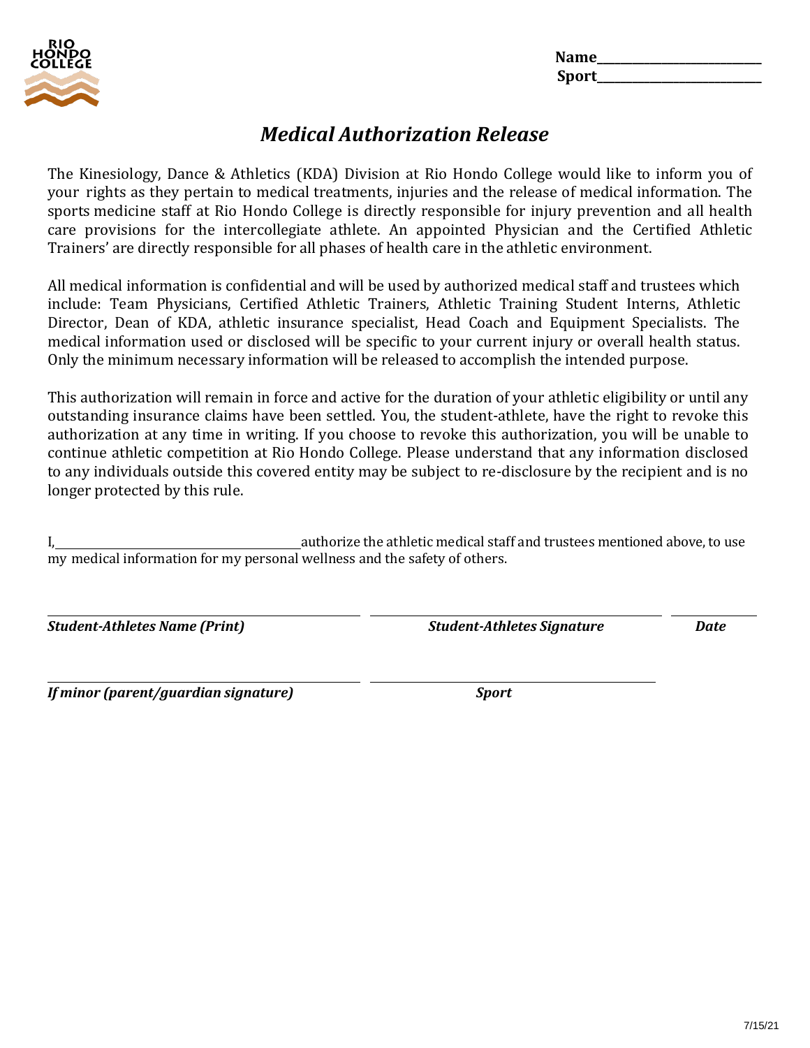RIO HONDO COLLEGE

**Name**\_\_\_\_\_\_\_\_\_\_\_\_\_\_\_\_\_\_\_\_\_\_\_\_\_\_
**Sport**\_\_\_\_\_\_\_\_\_\_\_\_\_\_\_\_\_\_\_\_\_\_\_\_\_\_

# *Medical Authorization Release*

The Kinesiology, Dance & Athletics (KDA) Division at Rio Hondo College would like to inform you of your rights as they pertain to medical treatments, injuries and the release of medical information. The sports medicine staff at Rio Hondo College is directly responsible for injury prevention and all health care provisions for the intercollegiate athlete. An appointed Physician and the Certified Athletic Trainers' are directly responsible for all phases of health care in the athletic environment.

All medical information is confidential and will be used by authorized medical staff and trustees which include: Team Physicians, Certified Athletic Trainers, Athletic Training Student Interns, Athletic Director, Dean of KDA, athletic insurance specialist, Head Coach and Equipment Specialists. The medical information used or disclosed will be specific to your current injury or overall health status. Only the minimum necessary information will be released to accomplish the intended purpose.

This authorization will remain in force and active for the duration of your athletic eligibility or until any outstanding insurance claims have been settled. You, the student-athlete, have the right to revoke this authorization at any time in writing. If you choose to revoke this authorization, you will be unable to continue athletic competition at Rio Hondo College. Please understand that any information disclosed to any individuals outside this covered entity may be subject to re-disclosure by the recipient and is no longer protected by this rule.

I,\_\_\_\_\_\_\_\_\_\_\_\_\_\_\_\_\_\_\_\_\_\_\_\_\_\_\_\_\_\_\_\_\_\_\_\_\_\_\_\_\_ authorize the athletic medical staff and trustees mentioned above, to use my medical information for my personal wellness and the safety of others.

\_\_\_\_\_\_\_\_\_\_\_\_\_\_\_\_\_\_\_\_\_\_\_\_\_\_\_\_\_\_\_\_\_\_\_\_\_\_\_\_\_ \_\_\_\_\_\_\_\_\_\_\_\_\_\_\_\_\_\_\_\_\_\_\_\_\_\_\_\_\_\_\_\_\_\_\_\_\_\_\_\_\_ \_\_\_\_\_\_\_\_\_\_\_\_

***Student-Athletes Name (Print)*** ***Student-Athletes Signature*** ***Date***

\_\_\_\_\_\_\_\_\_\_\_\_\_\_\_\_\_\_\_\_\_\_\_\_\_\_\_\_\_\_\_\_\_\_\_\_\_\_\_\_\_ \_\_\_\_\_\_\_\_\_\_\_\_\_\_\_\_\_\_\_\_\_\_\_\_\_\_\_\_\_\_\_\_\_\_\_\_\_\_\_\_\_

***If minor (parent/guardian signature)*** ***Sport***

7/15/21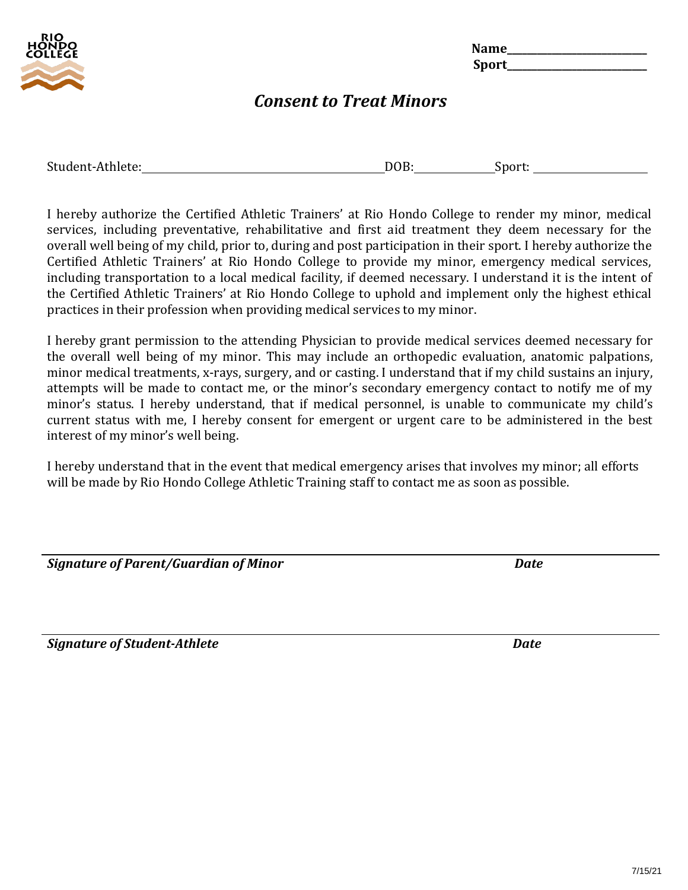RIO HONDO COLLEGE

**Name**\_\_\_\_\_\_\_\_\_\_\_\_\_\_\_\_\_\_\_\_\_\_\_\_\_\_
**Sport**\_\_\_\_\_\_\_\_\_\_\_\_\_\_\_\_\_\_\_\_\_\_\_\_\_\_

# *Consent to Treat Minors*

Student-Athlete:\_\_\_\_\_\_\_\_\_\_\_\_\_\_\_\_\_\_\_\_\_\_\_\_\_\_\_\_\_\_\_\_\_\_\_\_\_\_\_\_DOB:\_\_\_\_\_\_\_\_\_\_\_\_\_\_Sport: \_\_\_\_\_\_\_\_\_\_\_\_\_\_\_\_\_\_\_\_

I hereby authorize the Certified Athletic Trainers' at Rio Hondo College to render my minor, medical services, including preventative, rehabilitative and first aid treatment they deem necessary for the overall well being of my child, prior to, during and post participation in their sport. I hereby authorize the Certified Athletic Trainers' at Rio Hondo College to provide my minor, emergency medical services, including transportation to a local medical facility, if deemed necessary. I understand it is the intent of the Certified Athletic Trainers' at Rio Hondo College to uphold and implement only the highest ethical practices in their profession when providing medical services to my minor.

I hereby grant permission to the attending Physician to provide medical services deemed necessary for the overall well being of my minor. This may include an orthopedic evaluation, anatomic palpations, minor medical treatments, x-rays, surgery, and or casting. I understand that if my child sustains an injury, attempts will be made to contact me, or the minor's secondary emergency contact to notify me of my minor's status. I hereby understand, that if medical personnel, is unable to communicate my child's current status with me, I hereby consent for emergent or urgent care to be administered in the best interest of my minor's well being.

I hereby understand that in the event that medical emergency arises that involves my minor; all efforts will be made by Rio Hondo College Athletic Training staff to contact me as soon as possible.

\_\_\_\_\_\_\_\_\_\_\_\_\_\_\_\_\_\_\_\_\_\_\_\_\_\_\_\_\_\_\_\_\_\_\_\_\_\_\_\_\_\_\_\_\_\_\_\_\_\_\_\_\_\_\_\_\_\_\_\_\_\_\_\_\_\_\_\_\_\_\_\_
***Signature of Parent/Guardian of Minor*** ***Date***

\_\_\_\_\_\_\_\_\_\_\_\_\_\_\_\_\_\_\_\_\_\_\_\_\_\_\_\_\_\_\_\_\_\_\_\_\_\_\_\_\_\_\_\_\_\_\_\_\_\_\_\_\_\_\_\_\_\_\_\_\_\_\_\_\_\_\_\_\_\_\_\_
***Signature of Student-Athlete*** ***Date***

7/15/21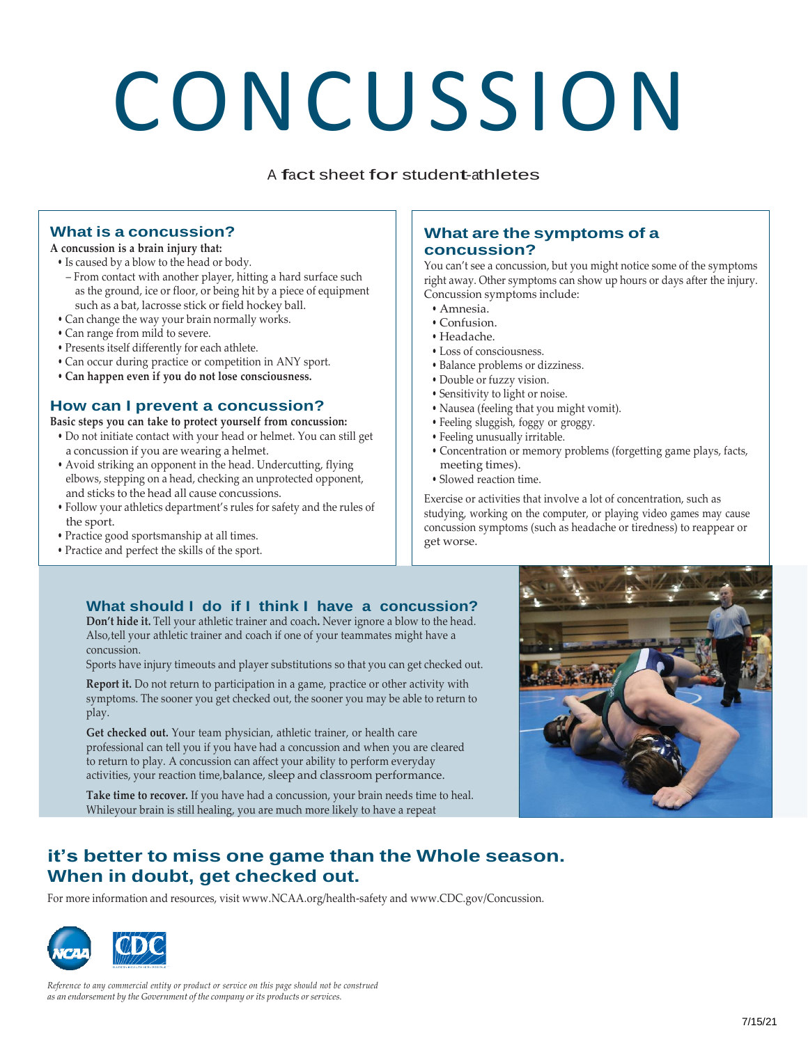# CONCUSSION

A fact sheet for student-athletes

## What is a concussion?

**A concussion is a brain injury that:**

- Is caused by a blow to the head or body.
  - From contact with another player, hitting a hard surface such as the ground, ice or floor, or being hit by a piece of equipment such as a bat, lacrosse stick or field hockey ball.
- Can change the way your brain normally works.
- Can range from mild to severe.
- Presents itself differently for each athlete.
- Can occur during practice or competition in ANY sport.
- **Can happen even if you do not lose consciousness.**

## How can I prevent a concussion?

**Basic steps you can take to protect yourself from concussion:**

- Do not initiate contact with your head or helmet. You can still get a concussion if you are wearing a helmet.
- Avoid striking an opponent in the head. Undercutting, flying elbows, stepping on a head, checking an unprotected opponent, and sticks to the head all cause concussions.
- Follow your athletics department's rules for safety and the rules of the sport.
- Practice good sportsmanship at all times.
- Practice and perfect the skills of the sport.

## What are the symptoms of a concussion?

You can't see a concussion, but you might notice some of the symptoms right away. Other symptoms can show up hours or days after the injury. Concussion symptoms include:

- Amnesia.
- Confusion.
- Headache.
- Loss of consciousness.
- Balance problems or dizziness.
- Double or fuzzy vision.
- Sensitivity to light or noise.
- Nausea (feeling that you might vomit).
- Feeling sluggish, foggy or groggy.
- Feeling unusually irritable.
- Concentration or memory problems (forgetting game plays, facts, meeting times).
- Slowed reaction time.

Exercise or activities that involve a lot of concentration, such as studying, working on the computer, or playing video games may cause concussion symptoms (such as headache or tiredness) to reappear or get worse.

## What should I do if I think I have a concussion?

**Don't hide it.** Tell your athletic trainer and coach. Never ignore a blow to the head. Also, tell your athletic trainer and coach if one of your teammates might have a concussion.

Sports have injury timeouts and player substitutions so that you can get checked out.

**Report it.** Do not return to participation in a game, practice or other activity with symptoms. The sooner you get checked out, the sooner you may be able to return to play.

**Get checked out.** Your team physician, athletic trainer, or health care professional can tell you if you have had a concussion and when you are cleared to return to play. A concussion can affect your ability to perform everyday activities, your reaction time, balance, sleep and classroom performance.

**Take time to recover.** If you have had a concussion, your brain needs time to heal. While your brain is still healing, you are much more likely to have a repeat

## it's better to miss one game than the Whole season. When in doubt, get checked out.

For more information and resources, visit www.NCAA.org/health-safety and www.CDC.gov/Concussion.

*Reference to any commercial entity or product or service on this page should not be construed as an endorsement by the Government of the company or its products or services.*

7/15/21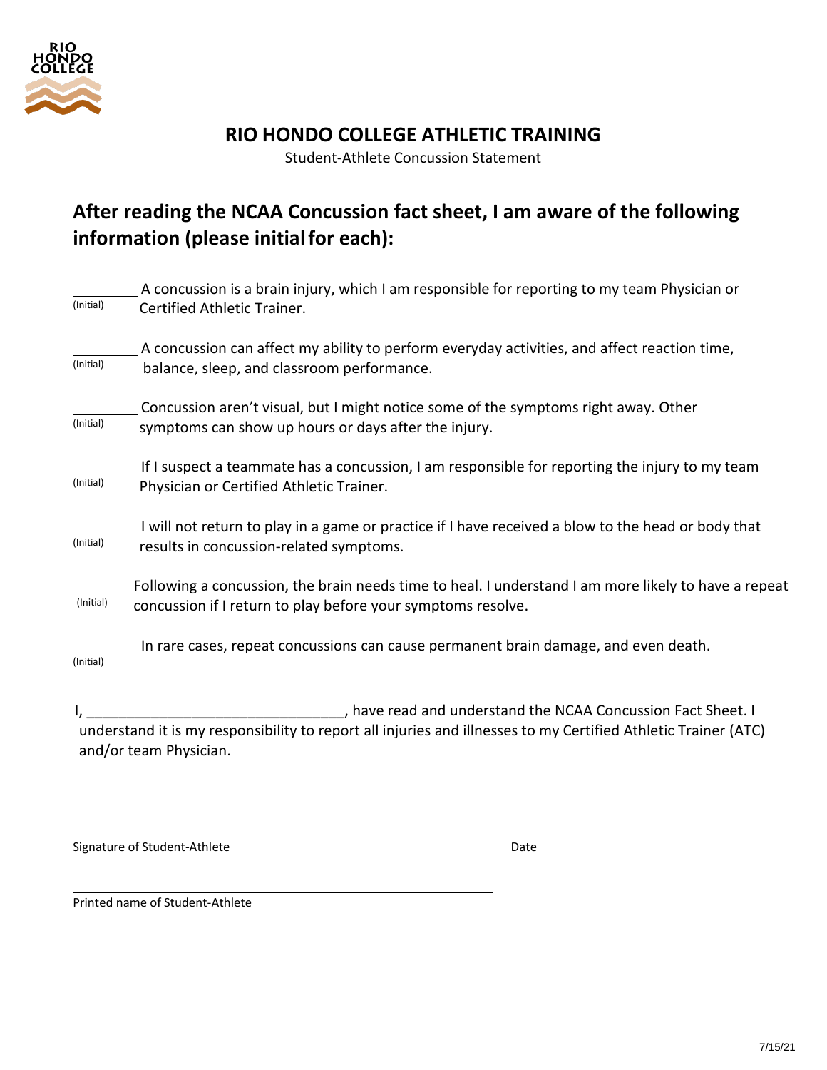RIO HONDO COLLEGE

# RIO HONDO COLLEGE ATHLETIC TRAINING

Student-Athlete Concussion Statement

## After reading the NCAA Concussion fact sheet, I am aware of the following information (please initial for each):

________ A concussion is a brain injury, which I am responsible for reporting to my team Physician or Certified Athletic Trainer.
(Initial)

________ A concussion can affect my ability to perform everyday activities, and affect reaction time, balance, sleep, and classroom performance.
(Initial)

________ Concussion aren't visual, but I might notice some of the symptoms right away. Other symptoms can show up hours or days after the injury.
(Initial)

________ If I suspect a teammate has a concussion, I am responsible for reporting the injury to my team Physician or Certified Athletic Trainer.
(Initial)

________ I will not return to play in a game or practice if I have received a blow to the head or body that results in concussion-related symptoms.
(Initial)

________ Following a concussion, the brain needs time to heal. I understand I am more likely to have a repeat concussion if I return to play before your symptoms resolve.
(Initial)

________ In rare cases, repeat concussions can cause permanent brain damage, and even death.
(Initial)

I, ________________________________, have read and understand the NCAA Concussion Fact Sheet. I understand it is my responsibility to report all injuries and illnesses to my Certified Athletic Trainer (ATC) and/or team Physician.

______________________________________________ ____________________

Signature of Student-Athlete Date

______________________________________________

Printed name of Student-Athlete

7/15/21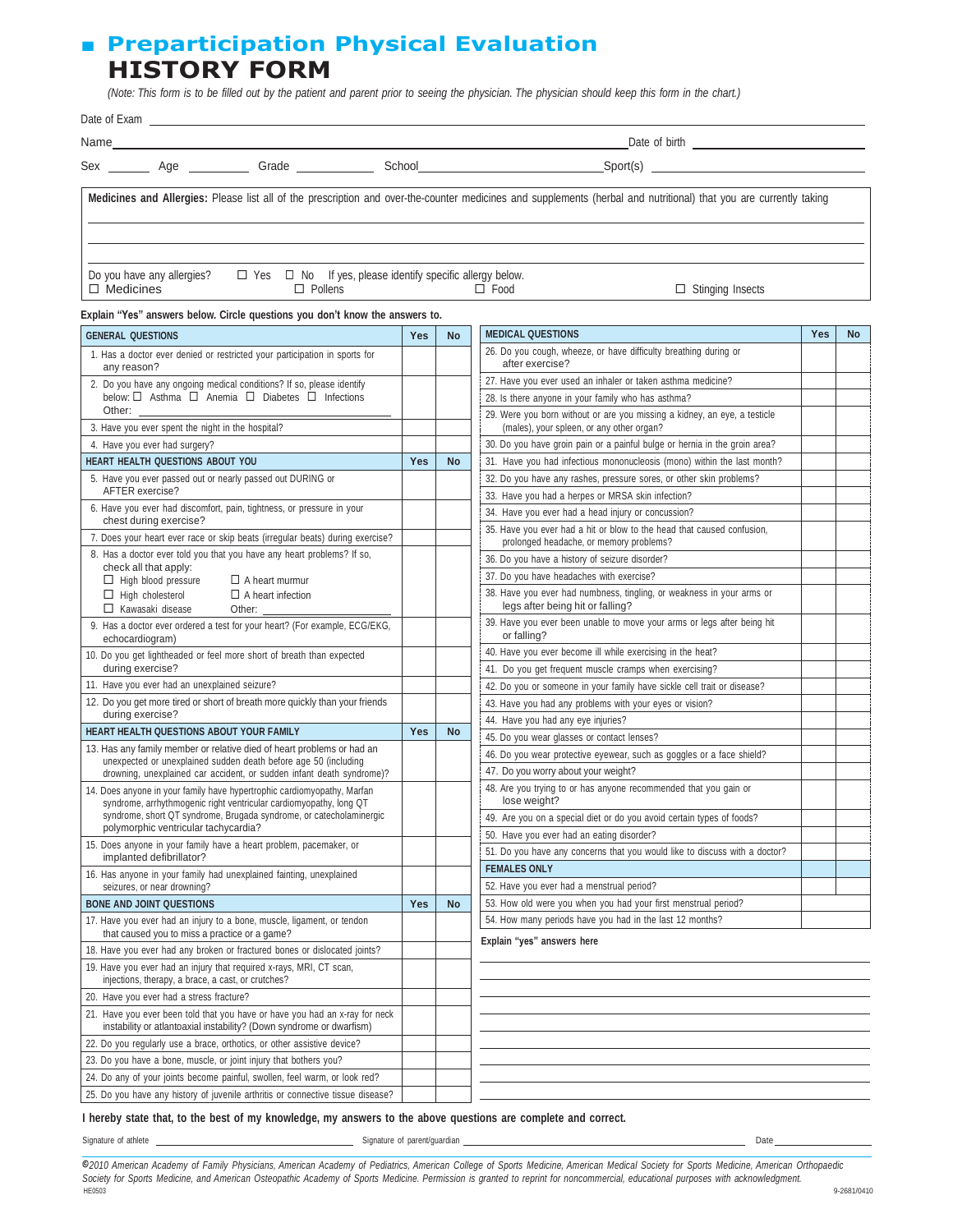# ■ Preparticipation Physical Evaluation
# HISTORY FORM

*(Note: This form is to be filled out by the patient and parent prior to seeing the physician. The physician should keep this form in the chart.)*

Date of Exam ____________________________________________

Name ____________________________________________ Date of birth ____________________

Sex ______ Age ________ Grade __________ School ______________________ Sport(s) ____________________

**Medicines and Allergies:** Please list all of the prescription and over-the-counter medicines and supplements (herbal and nutritional) that you are currently taking

______________________________________________________________________

______________________________________________________________________

______________________________________________________________________

Do you have any allergies? ☐ Yes ☐ No If yes, please identify specific allergy below.
☐ Medicines ☐ Pollens ☐ Food ☐ Stinging Insects

**Explain "Yes" answers below. Circle questions you don't know the answers to.**

| GENERAL QUESTIONS | Yes | No |
|---|---|---|
| 1. Has a doctor ever denied or restricted your participation in sports for any reason? | | |
| 2. Do you have any ongoing medical conditions? If so, please identify below: ☐ Asthma ☐ Anemia ☐ Diabetes ☐ Infections Other: ______ | | |
| 3. Have you ever spent the night in the hospital? | | |
| 4. Have you ever had surgery? | | |
| **HEART HEALTH QUESTIONS ABOUT YOU** | **Yes** | **No** |
| 5. Have you ever passed out or nearly passed out DURING or AFTER exercise? | | |
| 6. Have you ever had discomfort, pain, tightness, or pressure in your chest during exercise? | | |
| 7. Does your heart ever race or skip beats (irregular beats) during exercise? | | |
| 8. Has a doctor ever told you that you have any heart problems? If so, check all that apply: ☐ High blood pressure ☐ A heart murmur ☐ High cholesterol ☐ A heart infection ☐ Kawasaki disease Other: ______ | | |
| 9. Has a doctor ever ordered a test for your heart? (For example, ECG/EKG, echocardiogram) | | |
| 10. Do you get lightheaded or feel more short of breath than expected during exercise? | | |
| 11. Have you ever had an unexplained seizure? | | |
| 12. Do you get more tired or short of breath more quickly than your friends during exercise? | | |
| **HEART HEALTH QUESTIONS ABOUT YOUR FAMILY** | **Yes** | **No** |
| 13. Has any family member or relative died of heart problems or had an unexpected or unexplained sudden death before age 50 (including drowning, unexplained car accident, or sudden infant death syndrome)? | | |
| 14. Does anyone in your family have hypertrophic cardiomyopathy, Marfan syndrome, arrhythmogenic right ventricular cardiomyopathy, long QT syndrome, short QT syndrome, Brugada syndrome, or catecholaminergic polymorphic ventricular tachycardia? | | |
| 15. Does anyone in your family have a heart problem, pacemaker, or implanted defibrillator? | | |
| 16. Has anyone in your family had unexplained fainting, unexplained seizures, or near drowning? | | |
| **BONE AND JOINT QUESTIONS** | **Yes** | **No** |
| 17. Have you ever had an injury to a bone, muscle, ligament, or tendon that caused you to miss a practice or a game? | | |
| 18. Have you ever had any broken or fractured bones or dislocated joints? | | |
| 19. Have you ever had an injury that required x-rays, MRI, CT scan, injections, therapy, a brace, a cast, or crutches? | | |
| 20. Have you ever had a stress fracture? | | |
| 21. Have you ever been told that you have or have you had an x-ray for neck instability or atlantoaxial instability? (Down syndrome or dwarfism) | | |
| 22. Do you regularly use a brace, orthotics, or other assistive device? | | |
| 23. Do you have a bone, muscle, or joint injury that bothers you? | | |
| 24. Do any of your joints become painful, swollen, feel warm, or look red? | | |
| 25. Do you have any history of juvenile arthritis or connective tissue disease? | | |

| MEDICAL QUESTIONS | Yes | No |
|---|---|---|
| 26. Do you cough, wheeze, or have difficulty breathing during or after exercise? | | |
| 27. Have you ever used an inhaler or taken asthma medicine? | | |
| 28. Is there anyone in your family who has asthma? | | |
| 29. Were you born without or are you missing a kidney, an eye, a testicle (males), your spleen, or any other organ? | | |
| 30. Do you have groin pain or a painful bulge or hernia in the groin area? | | |
| 31. Have you had infectious mononucleosis (mono) within the last month? | | |
| 32. Do you have any rashes, pressure sores, or other skin problems? | | |
| 33. Have you had a herpes or MRSA skin infection? | | |
| 34. Have you ever had a head injury or concussion? | | |
| 35. Have you ever had a hit or blow to the head that caused confusion, prolonged headache, or memory problems? | | |
| 36. Do you have a history of seizure disorder? | | |
| 37. Do you have headaches with exercise? | | |
| 38. Have you ever had numbness, tingling, or weakness in your arms or legs after being hit or falling? | | |
| 39. Have you ever been unable to move your arms or legs after being hit or falling? | | |
| 40. Have you ever become ill while exercising in the heat? | | |
| 41. Do you get frequent muscle cramps when exercising? | | |
| 42. Do you or someone in your family have sickle cell trait or disease? | | |
| 43. Have you had any problems with your eyes or vision? | | |
| 44. Have you had any eye injuries? | | |
| 45. Do you wear glasses or contact lenses? | | |
| 46. Do you wear protective eyewear, such as goggles or a face shield? | | |
| 47. Do you worry about your weight? | | |
| 48. Are you trying to or has anyone recommended that you gain or lose weight? | | |
| 49. Are you on a special diet or do you avoid certain types of foods? | | |
| 50. Have you ever had an eating disorder? | | |
| 51. Do you have any concerns that you would like to discuss with a doctor? | | |
| **FEMALES ONLY** | | |
| 52. Have you ever had a menstrual period? | | |
| 53. How old were you when you had your first menstrual period? | | |
| 54. How many periods have you had in the last 12 months? | | |

**Explain "yes" answers here**

______________________________________________________________________

______________________________________________________________________

______________________________________________________________________

______________________________________________________________________

______________________________________________________________________

______________________________________________________________________

______________________________________________________________________

______________________________________________________________________

**I hereby state that, to the best of my knowledge, my answers to the above questions are complete and correct.**

Signature of athlete ______________________ Signature of parent/guardian ______________________ Date ____________

*©2010 American Academy of Family Physicians, American Academy of Pediatrics, American College of Sports Medicine, American Medical Society for Sports Medicine, American Orthopaedic Society for Sports Medicine, and American Osteopathic Academy of Sports Medicine. Permission is granted to reprint for noncommercial, educational purposes with acknowledgment.*

HE0503 9-2681/0410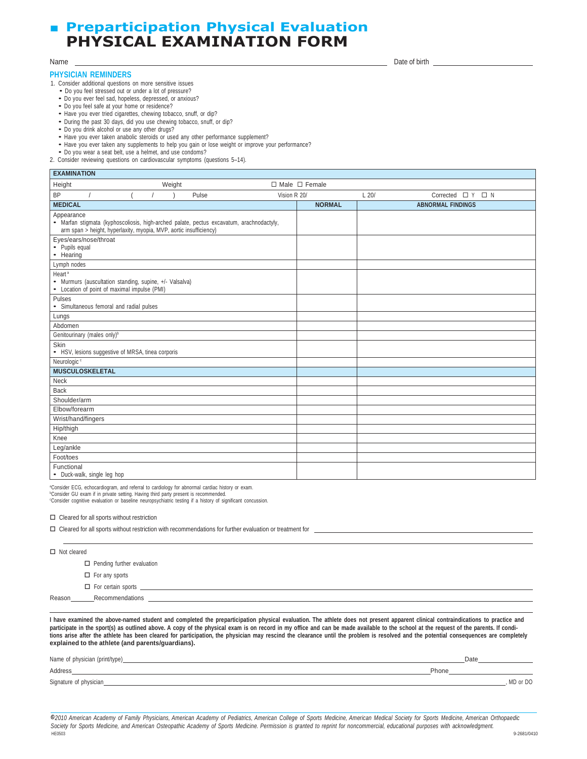# ■ Preparticipation Physical Evaluation
# PHYSICAL EXAMINATION FORM

Name ______________________________ Date of birth ______________

## PHYSICIAN REMINDERS

1. Consider additional questions on more sensitive issues
   - Do you feel stressed out or under a lot of pressure?
   - Do you ever feel sad, hopeless, depressed, or anxious?
   - Do you feel safe at your home or residence?
   - Have you ever tried cigarettes, chewing tobacco, snuff, or dip?
   - During the past 30 days, did you use chewing tobacco, snuff, or dip?
   - Do you drink alcohol or use any other drugs?
   - Have you ever taken anabolic steroids or used any other performance supplement?
   - Have you ever taken any supplements to help you gain or lose weight or improve your performance?
   - Do you wear a seat belt, use a helmet, and use condoms?
2. Consider reviewing questions on cardiovascular symptoms (questions 5–14).

| EXAMINATION | | | | |
|---|---|---|---|---|
| Height | Weight | ☐ Male ☐ Female | | |
| BP / ( / ) | Pulse | Vision R 20/ | L 20/ | Corrected ☐ Y ☐ N |

| MEDICAL | NORMAL | ABNORMAL FINDINGS |
|---|---|---|
| Appearance<br>• Marfan stigmata (kyphoscoliosis, high-arched palate, pectus excavatum, arachnodactyly, arm span > height, hyperlaxity, myopia, MVP, aortic insufficiency) | | |
| Eyes/ears/nose/throat<br>• Pupils equal<br>• Hearing | | |
| Lymph nodes | | |
| Heart[a]<br>• Murmurs (auscultation standing, supine, +/- Valsalva)<br>• Location of point of maximal impulse (PMI) | | |
| Pulses<br>• Simultaneous femoral and radial pulses | | |
| Lungs | | |
| Abdomen | | |
| Genitourinary (males only)[b] | | |
| Skin<br>• HSV, lesions suggestive of MRSA, tinea corporis | | |
| Neurologic[c] | | |
| **MUSCULOSKELETAL** | | |
| Neck | | |
| Back | | |
| Shoulder/arm | | |
| Elbow/forearm | | |
| Wrist/hand/fingers | | |
| Hip/thigh | | |
| Knee | | |
| Leg/ankle | | |
| Foot/toes | | |
| Functional<br>• Duck-walk, single leg hop | | |

[a]Consider ECG, echocardiogram, and referral to cardiology for abnormal cardiac history or exam.
[b]Consider GU exam if in private setting. Having third party present is recommended.
[c]Consider cognitive evaluation or baseline neuropsychiatric testing if a history of significant concussion.

☐ Cleared for all sports without restriction

☐ Cleared for all sports without restriction with recommendations for further evaluation or treatment for ______________________________

☐ Not cleared

- ☐ Pending further evaluation
- ☐ For any sports
- ☐ For certain sports ______________________________

Reason______Recommendations ______________________________

**I have examined the above-named student and completed the preparticipation physical evaluation. The athlete does not present apparent clinical contraindications to practice and participate in the sport(s) as outlined above. A copy of the physical exam is on record in my office and can be made available to the school at the request of the parents. If conditions arise after the athlete has been cleared for participation, the physician may rescind the clearance until the problem is resolved and the potential consequences are completely explained to the athlete (and parents/guardians).**

Name of physician (print/type)______________________________ Date______________

Address______________________________ Phone______________

Signature of physician______________________________, MD or DO

*©2010 American Academy of Family Physicians, American Academy of Pediatrics, American College of Sports Medicine, American Medical Society for Sports Medicine, American Orthopaedic Society for Sports Medicine, and American Osteopathic Academy of Sports Medicine. Permission is granted to reprint for noncommercial, educational purposes with acknowledgment.*

HE0503 9-2681/0410